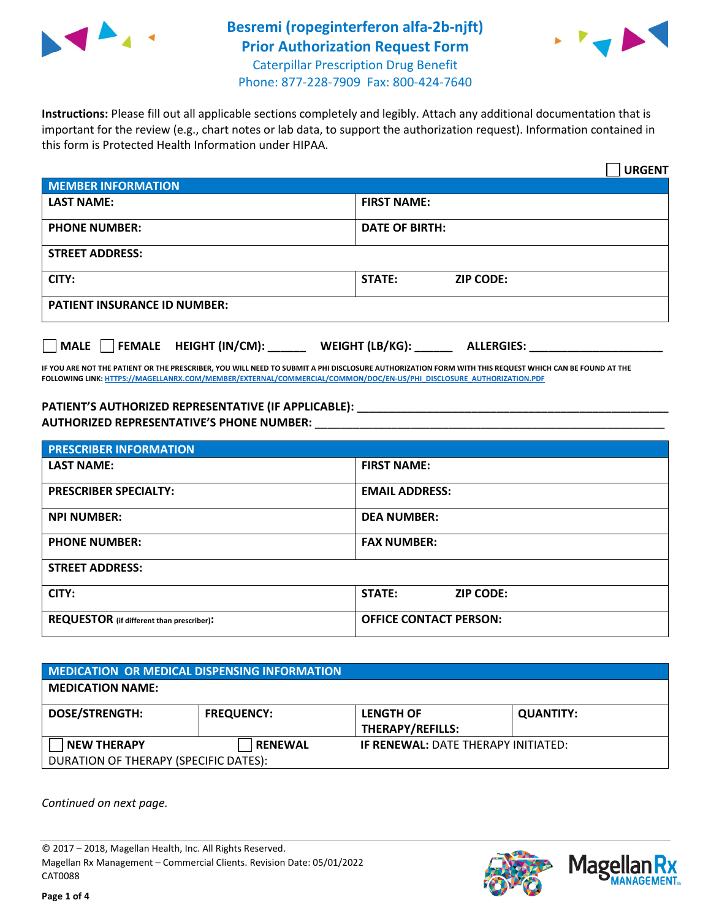# Besremi (ropeginterferon alfa-2b-njft) Prior Authorization Request Form

Caterpillar Prescription Drug Benefit
Phone: 877-228-7909 Fax: 800-424-7640

**Instructions:** Please fill out all applicable sections completely and legibly. Attach any additional documentation that is important for the review (e.g., chart notes or lab data, to support the authorization request). Information contained in this form is Protected Health Information under HIPAA.

☐ **URGENT**

| MEMBER INFORMATION | |
|---|---|
| **LAST NAME:** | **FIRST NAME:** |
| **PHONE NUMBER:** | **DATE OF BIRTH:** |
| **STREET ADDRESS:** | |
| **CITY:** | **STATE:** **ZIP CODE:** |
| **PATIENT INSURANCE ID NUMBER:** | |

☐ **MALE** ☐ **FEMALE** **HEIGHT (IN/CM):** ______ **WEIGHT (LB/KG):** ______ **ALLERGIES:** ____________________

**IF YOU ARE NOT THE PATIENT OR THE PRESCRIBER, YOU WILL NEED TO SUBMIT A PHI DISCLOSURE AUTHORIZATION FORM WITH THIS REQUEST WHICH CAN BE FOUND AT THE FOLLOWING LINK: HTTPS://MAGELLANRX.COM/MEMBER/EXTERNAL/COMMERCIAL/COMMON/DOC/EN-US/PHI_DISCLOSURE_AUTHORIZATION.PDF**

**PATIENT'S AUTHORIZED REPRESENTATIVE (IF APPLICABLE):** ____________________________________________
**AUTHORIZED REPRESENTATIVE'S PHONE NUMBER:** ____________________________________________

| PRESCRIBER INFORMATION | |
|---|---|
| **LAST NAME:** | **FIRST NAME:** |
| **PRESCRIBER SPECIALTY:** | **EMAIL ADDRESS:** |
| **NPI NUMBER:** | **DEA NUMBER:** |
| **PHONE NUMBER:** | **FAX NUMBER:** |
| **STREET ADDRESS:** | |
| **CITY:** | **STATE:** **ZIP CODE:** |
| **REQUESTOR** (if different than prescriber)**:** | **OFFICE CONTACT PERSON:** |

| MEDICATION OR MEDICAL DISPENSING INFORMATION | | | |
|---|---|---|---|
| **MEDICATION NAME:** | | | |
| **DOSE/STRENGTH:** | **FREQUENCY:** | **LENGTH OF THERAPY/REFILLS:** | **QUANTITY:** |
| ☐ **NEW THERAPY** | ☐ **RENEWAL** | **IF RENEWAL:** DATE THERAPY INITIATED: | |
| DURATION OF THERAPY (SPECIFIC DATES): | | | |

*Continued on next page.*

© 2017 – 2018, Magellan Health, Inc. All Rights Reserved.
Magellan Rx Management – Commercial Clients. Revision Date: 05/01/2022
CAT0088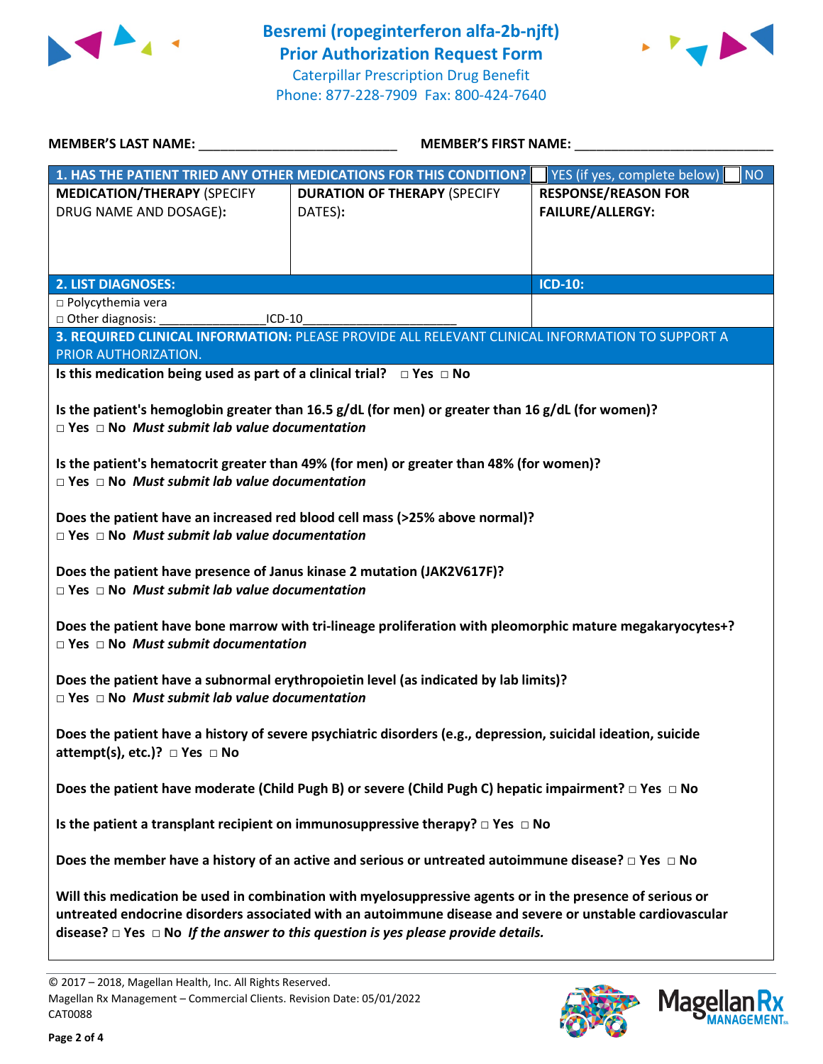# Besremi (ropeginterferon alfa-2b-njft) Prior Authorization Request Form

Caterpillar Prescription Drug Benefit
Phone: 877-228-7909 Fax: 800-424-7640

**MEMBER'S LAST NAME:** ___________________________ **MEMBER'S FIRST NAME:** ___________________________

| **1. HAS THE PATIENT TRIED ANY OTHER MEDICATIONS FOR THIS CONDITION?** | | ☐ YES (if yes, complete below) ☐ NO |
|---|---|---|
| **MEDICATION/THERAPY** (SPECIFY DRUG NAME AND DOSAGE): | **DURATION OF THERAPY** (SPECIFY DATES): | **RESPONSE/REASON FOR FAILURE/ALLERGY:** |
| | | |

| **2. LIST DIAGNOSES:** | **ICD-10:** |
|---|---|
| □ Polycythemia vera<br>□ Other diagnosis: _______________ICD-10______________________ | |

**3. REQUIRED CLINICAL INFORMATION:** PLEASE PROVIDE ALL RELEVANT CLINICAL INFORMATION TO SUPPORT A PRIOR AUTHORIZATION.

**Is this medication being used as part of a clinical trial?** □ **Yes** □ **No**

**Is the patient's hemoglobin greater than 16.5 g/dL (for men) or greater than 16 g/dL (for women)?**
□ **Yes** □ **No** ***Must submit lab value documentation***

**Is the patient's hematocrit greater than 49% (for men) or greater than 48% (for women)?**
□ **Yes** □ **No** ***Must submit lab value documentation***

**Does the patient have an increased red blood cell mass (>25% above normal)?**
□ **Yes** □ **No** ***Must submit lab value documentation***

**Does the patient have presence of Janus kinase 2 mutation (JAK2V617F)?**
□ **Yes** □ **No** ***Must submit lab value documentation***

**Does the patient have bone marrow with tri-lineage proliferation with pleomorphic mature megakaryocytes+?**
□ **Yes** □ **No** ***Must submit documentation***

**Does the patient have a subnormal erythropoietin level (as indicated by lab limits)?**
□ **Yes** □ **No** ***Must submit lab value documentation***

**Does the patient have a history of severe psychiatric disorders (e.g., depression, suicidal ideation, suicide attempt(s), etc.)?** □ **Yes** □ **No**

**Does the patient have moderate (Child Pugh B) or severe (Child Pugh C) hepatic impairment?** □ **Yes** □ **No**

**Is the patient a transplant recipient on immunosuppressive therapy?** □ **Yes** □ **No**

**Does the member have a history of an active and serious or untreated autoimmune disease?** □ **Yes** □ **No**

**Will this medication be used in combination with myelosuppressive agents or in the presence of serious or untreated endocrine disorders associated with an autoimmune disease and severe or unstable cardiovascular disease?** □ **Yes** □ **No** ***If the answer to this question is yes please provide details.***

© 2017 – 2018, Magellan Health, Inc. All Rights Reserved.
Magellan Rx Management – Commercial Clients. Revision Date: 05/01/2022
CAT0088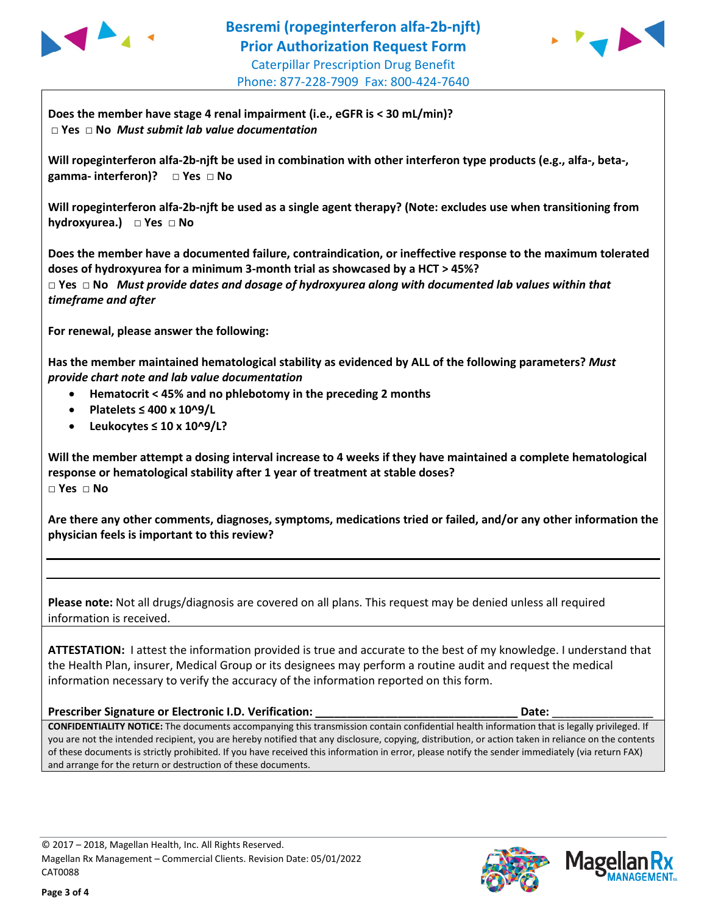# Besremi (ropeginterferon alfa-2b-njft) Prior Authorization Request Form

Caterpillar Prescription Drug Benefit
Phone: 877-228-7909 Fax: 800-424-7640

**Does the member have stage 4 renal impairment (i.e., eGFR is < 30 mL/min)?**
□ **Yes** □ **No** ***Must submit lab value documentation***

**Will ropeginterferon alfa-2b-njft be used in combination with other interferon type products (e.g., alfa-, beta-, gamma- interferon)?** □ **Yes** □ **No**

**Will ropeginterferon alfa-2b-njft be used as a single agent therapy? (Note: excludes use when transitioning from hydroxyurea.)** □ **Yes** □ **No**

**Does the member have a documented failure, contraindication, or ineffective response to the maximum tolerated doses of hydroxyurea for a minimum 3-month trial as showcased by a HCT > 45%?**
□ **Yes** □ **No** ***Must provide dates and dosage of hydroxyurea along with documented lab values within that timeframe and after***

**For renewal, please answer the following:**

**Has the member maintained hematological stability as evidenced by ALL of the following parameters?** ***Must provide chart note and lab value documentation***

- **Hematocrit < 45% and no phlebotomy in the preceding 2 months**
- **Platelets ≤ 400 x 10^9/L**
- **Leukocytes ≤ 10 x 10^9/L?**

**Will the member attempt a dosing interval increase to 4 weeks if they have maintained a complete hematological response or hematological stability after 1 year of treatment at stable doses?**
□ **Yes** □ **No**

**Are there any other comments, diagnoses, symptoms, medications tried or failed, and/or any other information the physician feels is important to this review?**

______________________________________________________________________

______________________________________________________________________

**Please note:** Not all drugs/diagnosis are covered on all plans. This request may be denied unless all required information is received.

**ATTESTATION:** I attest the information provided is true and accurate to the best of my knowledge. I understand that the Health Plan, insurer, Medical Group or its designees may perform a routine audit and request the medical information necessary to verify the accuracy of the information reported on this form.

**Prescriber Signature or Electronic I.D. Verification:** ________________________________ **Date:** ________________

**CONFIDENTIALITY NOTICE:** The documents accompanying this transmission contain confidential health information that is legally privileged. If you are not the intended recipient, you are hereby notified that any disclosure, copying, distribution, or action taken in reliance on the contents of these documents is strictly prohibited. If you have received this information in error, please notify the sender immediately (via return FAX) and arrange for the return or destruction of these documents.

© 2017 – 2018, Magellan Health, Inc. All Rights Reserved.
Magellan Rx Management – Commercial Clients. Revision Date: 05/01/2022
CAT0088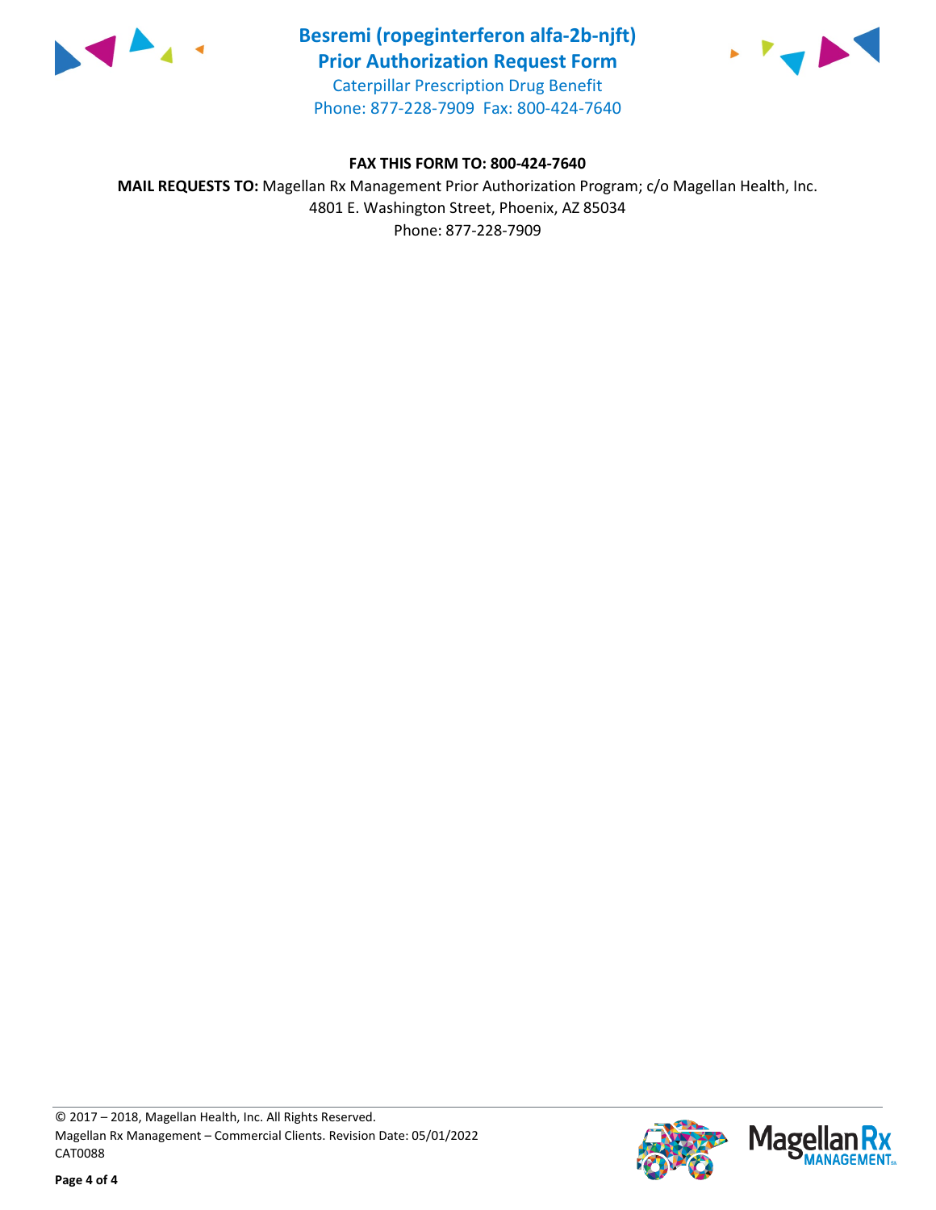**FAX THIS FORM TO: 800-424-7640**

**MAIL REQUESTS TO:** Magellan Rx Management Prior Authorization Program; c/o Magellan Health, Inc.
4801 E. Washington Street, Phoenix, AZ 85034
Phone: 877-228-7909